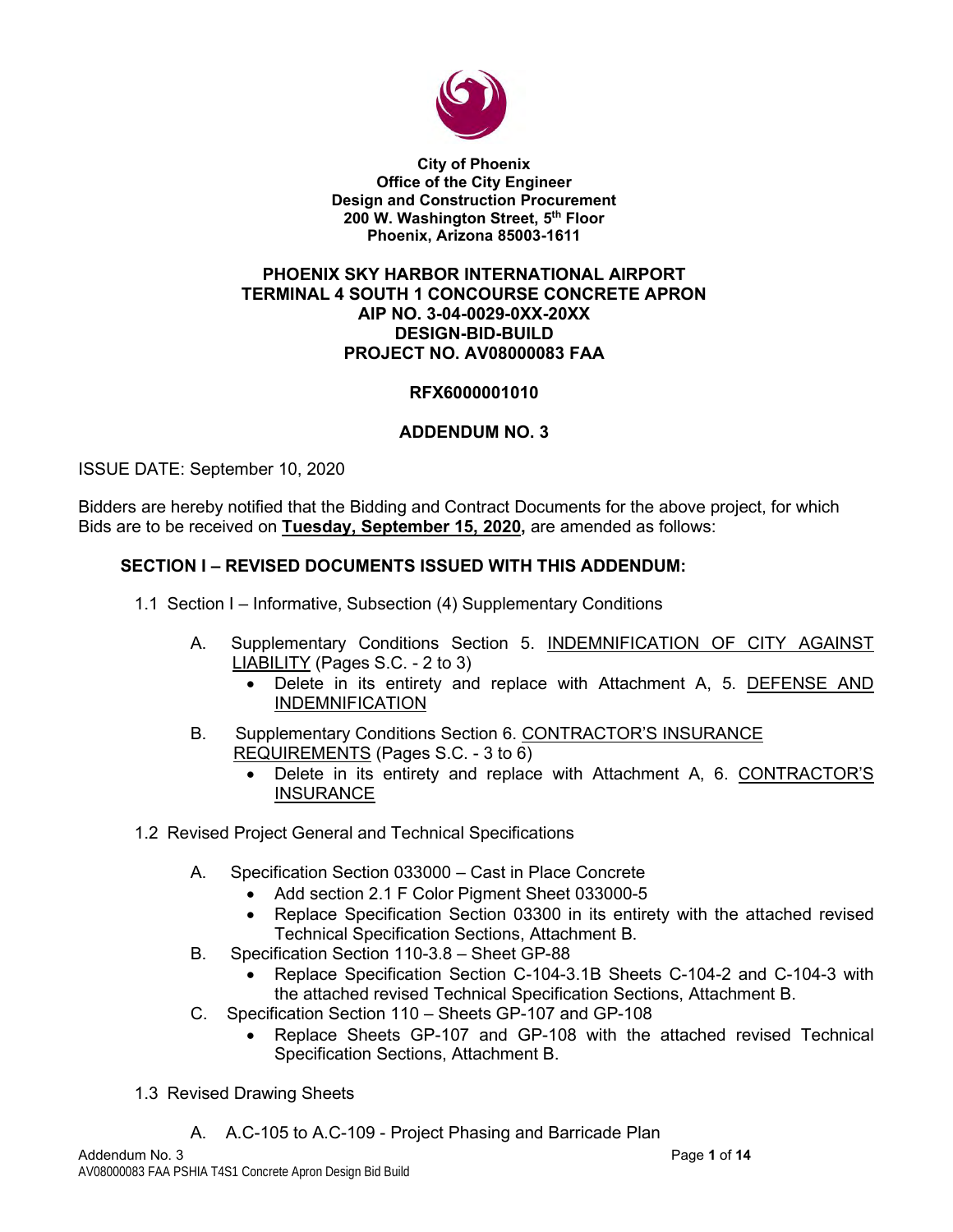**City of Phoenix**
**Office of the City Engineer**
**Design and Construction Procurement**
**200 W. Washington Street, 5th Floor**
**Phoenix, Arizona 85003-1611**

**PHOENIX SKY HARBOR INTERNATIONAL AIRPORT**
**TERMINAL 4 SOUTH 1 CONCOURSE CONCRETE APRON**
**AIP NO. 3-04-0029-0XX-20XX**
**DESIGN-BID-BUILD**
**PROJECT NO. AV08000083 FAA**

**RFX6000001010**

**ADDENDUM NO. 3**

ISSUE DATE: September 10, 2020

Bidders are hereby notified that the Bidding and Contract Documents for the above project, for which Bids are to be received on **Tuesday, September 15, 2020,** are amended as follows:

## SECTION I – REVISED DOCUMENTS ISSUED WITH THIS ADDENDUM:

1.1 Section I – Informative, Subsection (4) Supplementary Conditions

A. Supplementary Conditions Section 5. INDEMNIFICATION OF CITY AGAINST LIABILITY (Pages S.C. - 2 to 3)
- Delete in its entirety and replace with Attachment A, 5. DEFENSE AND INDEMNIFICATION

B. Supplementary Conditions Section 6. CONTRACTOR'S INSURANCE REQUIREMENTS (Pages S.C. - 3 to 6)
- Delete in its entirety and replace with Attachment A, 6. CONTRACTOR'S INSURANCE

1.2 Revised Project General and Technical Specifications

A. Specification Section 033000 – Cast in Place Concrete
- Add section 2.1 F Color Pigment Sheet 033000-5
- Replace Specification Section 03300 in its entirety with the attached revised Technical Specification Sections, Attachment B.

B. Specification Section 110-3.8 – Sheet GP-88
- Replace Specification Section C-104-3.1B Sheets C-104-2 and C-104-3 with the attached revised Technical Specification Sections, Attachment B.

C. Specification Section 110 – Sheets GP-107 and GP-108
- Replace Sheets GP-107 and GP-108 with the attached revised Technical Specification Sections, Attachment B.

1.3 Revised Drawing Sheets

A. A.C-105 to A.C-109 - Project Phasing and Barricade Plan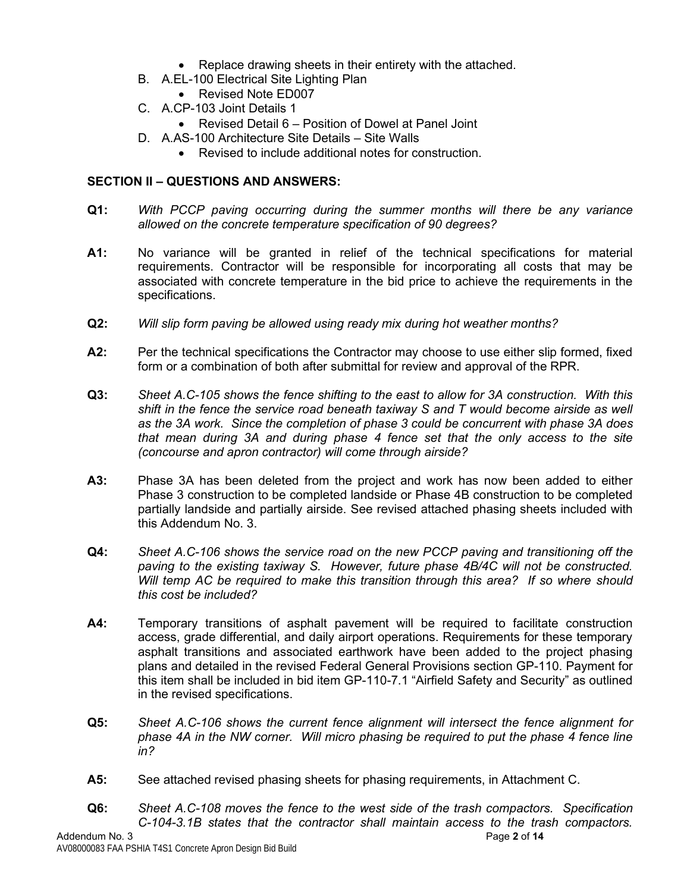- Replace drawing sheets in their entirety with the attached.

B. A.EL-100 Electrical Site Lighting Plan
- Revised Note ED007

C. A.CP-103 Joint Details 1
- Revised Detail 6 – Position of Dowel at Panel Joint

D. A.AS-100 Architecture Site Details – Site Walls
- Revised to include additional notes for construction.

**SECTION II – QUESTIONS AND ANSWERS:**

**Q1:** *With PCCP paving occurring during the summer months will there be any variance allowed on the concrete temperature specification of 90 degrees?*

**A1:** No variance will be granted in relief of the technical specifications for material requirements. Contractor will be responsible for incorporating all costs that may be associated with concrete temperature in the bid price to achieve the requirements in the specifications.

**Q2:** *Will slip form paving be allowed using ready mix during hot weather months?*

**A2:** Per the technical specifications the Contractor may choose to use either slip formed, fixed form or a combination of both after submittal for review and approval of the RPR.

**Q3:** *Sheet A.C-105 shows the fence shifting to the east to allow for 3A construction. With this shift in the fence the service road beneath taxiway S and T would become airside as well as the 3A work. Since the completion of phase 3 could be concurrent with phase 3A does that mean during 3A and during phase 4 fence set that the only access to the site (concourse and apron contractor) will come through airside?*

**A3:** Phase 3A has been deleted from the project and work has now been added to either Phase 3 construction to be completed landside or Phase 4B construction to be completed partially landside and partially airside. See revised attached phasing sheets included with this Addendum No. 3.

**Q4:** *Sheet A.C-106 shows the service road on the new PCCP paving and transitioning off the paving to the existing taxiway S. However, future phase 4B/4C will not be constructed. Will temp AC be required to make this transition through this area? If so where should this cost be included?*

**A4:** Temporary transitions of asphalt pavement will be required to facilitate construction access, grade differential, and daily airport operations. Requirements for these temporary asphalt transitions and associated earthwork have been added to the project phasing plans and detailed in the revised Federal General Provisions section GP-110. Payment for this item shall be included in bid item GP-110-7.1 "Airfield Safety and Security" as outlined in the revised specifications.

**Q5:** *Sheet A.C-106 shows the current fence alignment will intersect the fence alignment for phase 4A in the NW corner. Will micro phasing be required to put the phase 4 fence line in?*

**A5:** See attached revised phasing sheets for phasing requirements, in Attachment C.

**Q6:** *Sheet A.C-108 moves the fence to the west side of the trash compactors. Specification C-104-3.1B states that the contractor shall maintain access to the trash compactors.*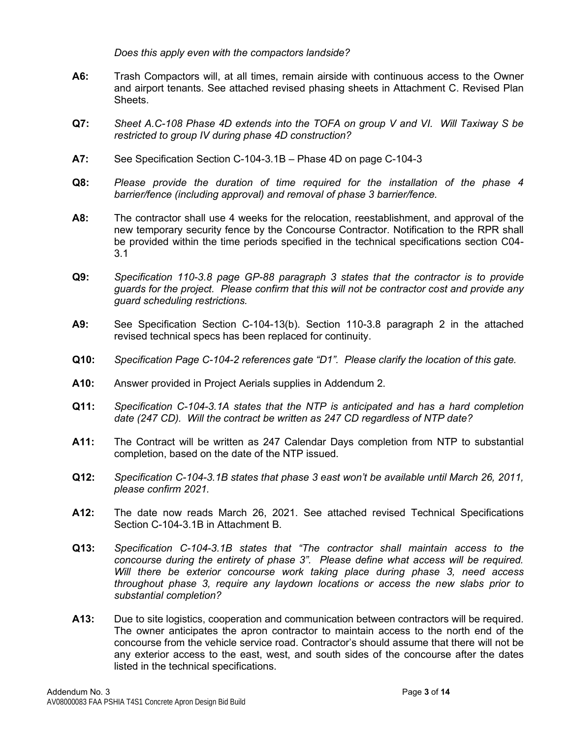*Does this apply even with the compactors landside?*

**A6:** Trash Compactors will, at all times, remain airside with continuous access to the Owner and airport tenants. See attached revised phasing sheets in Attachment C. Revised Plan Sheets.

**Q7:** *Sheet A.C-108 Phase 4D extends into the TOFA on group V and VI. Will Taxiway S be restricted to group IV during phase 4D construction?*

**A7:** See Specification Section C-104-3.1B – Phase 4D on page C-104-3

**Q8:** *Please provide the duration of time required for the installation of the phase 4 barrier/fence (including approval) and removal of phase 3 barrier/fence.*

**A8:** The contractor shall use 4 weeks for the relocation, reestablishment, and approval of the new temporary security fence by the Concourse Contractor. Notification to the RPR shall be provided within the time periods specified in the technical specifications section C04-3.1

**Q9:** *Specification 110-3.8 page GP-88 paragraph 3 states that the contractor is to provide guards for the project. Please confirm that this will not be contractor cost and provide any guard scheduling restrictions.*

**A9:** See Specification Section C-104-13(b). Section 110-3.8 paragraph 2 in the attached revised technical specs has been replaced for continuity.

**Q10:** *Specification Page C-104-2 references gate "D1". Please clarify the location of this gate.*

**A10:** Answer provided in Project Aerials supplies in Addendum 2.

**Q11:** *Specification C-104-3.1A states that the NTP is anticipated and has a hard completion date (247 CD). Will the contract be written as 247 CD regardless of NTP date?*

**A11:** The Contract will be written as 247 Calendar Days completion from NTP to substantial completion, based on the date of the NTP issued.

**Q12:** *Specification C-104-3.1B states that phase 3 east won't be available until March 26, 2011, please confirm 2021.*

**A12:** The date now reads March 26, 2021. See attached revised Technical Specifications Section C-104-3.1B in Attachment B.

**Q13:** *Specification C-104-3.1B states that "The contractor shall maintain access to the concourse during the entirety of phase 3". Please define what access will be required. Will there be exterior concourse work taking place during phase 3, need access throughout phase 3, require any laydown locations or access the new slabs prior to substantial completion?*

**A13:** Due to site logistics, cooperation and communication between contractors will be required. The owner anticipates the apron contractor to maintain access to the north end of the concourse from the vehicle service road. Contractor's should assume that there will not be any exterior access to the east, west, and south sides of the concourse after the dates listed in the technical specifications.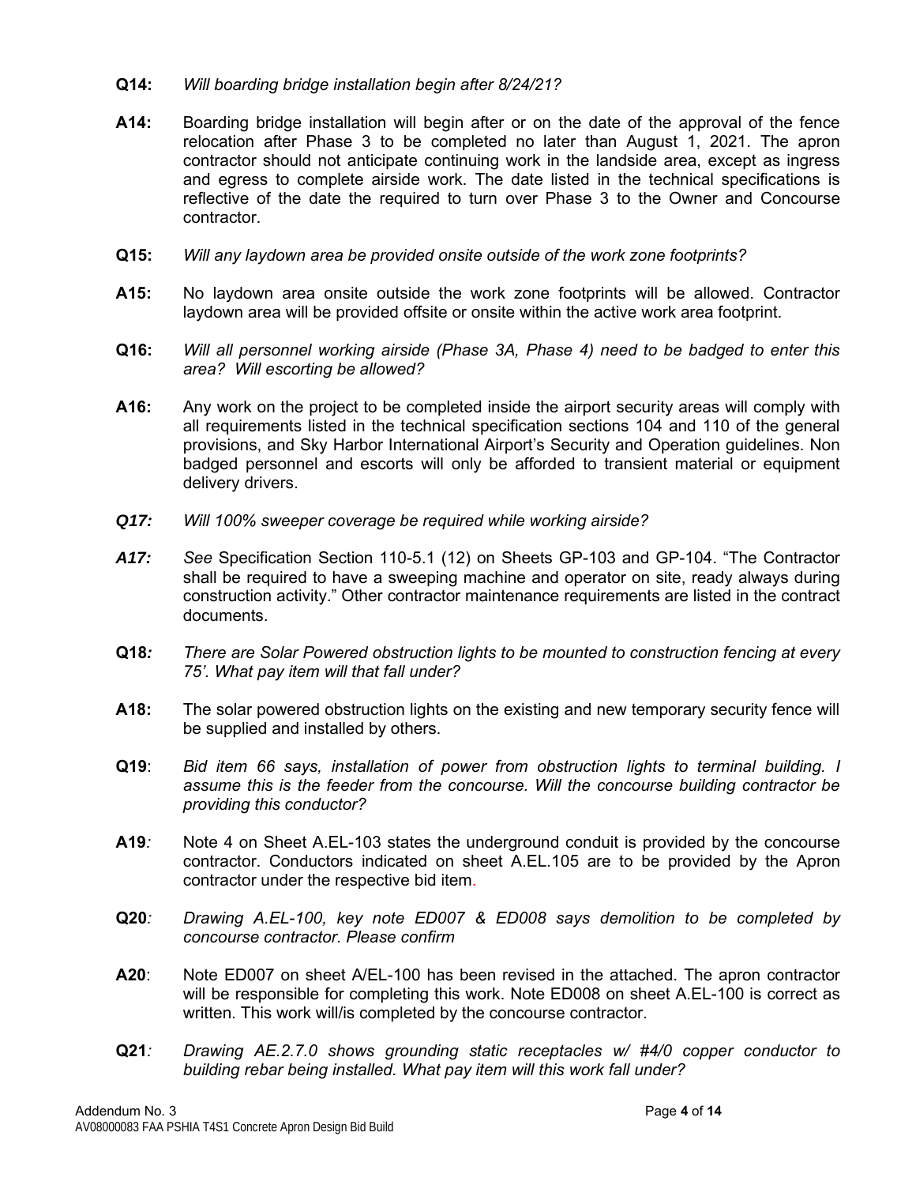**Q14:** *Will boarding bridge installation begin after 8/24/21?*

**A14:** Boarding bridge installation will begin after or on the date of the approval of the fence relocation after Phase 3 to be completed no later than August 1, 2021. The apron contractor should not anticipate continuing work in the landside area, except as ingress and egress to complete airside work. The date listed in the technical specifications is reflective of the date the required to turn over Phase 3 to the Owner and Concourse contractor.

**Q15:** *Will any laydown area be provided onsite outside of the work zone footprints?*

**A15:** No laydown area onsite outside the work zone footprints will be allowed. Contractor laydown area will be provided offsite or onsite within the active work area footprint.

**Q16:** *Will all personnel working airside (Phase 3A, Phase 4) need to be badged to enter this area? Will escorting be allowed?*

**A16:** Any work on the project to be completed inside the airport security areas will comply with all requirements listed in the technical specification sections 104 and 110 of the general provisions, and Sky Harbor International Airport's Security and Operation guidelines. Non badged personnel and escorts will only be afforded to transient material or equipment delivery drivers.

***Q17:*** *Will 100% sweeper coverage be required while working airside?*

***A17:*** *See* Specification Section 110-5.1 (12) on Sheets GP-103 and GP-104. "The Contractor shall be required to have a sweeping machine and operator on site, ready always during construction activity." Other contractor maintenance requirements are listed in the contract documents.

**Q18***:* *There are Solar Powered obstruction lights to be mounted to construction fencing at every 75'. What pay item will that fall under?*

**A18:** The solar powered obstruction lights on the existing and new temporary security fence will be supplied and installed by others.

**Q19**: *Bid item 66 says, installation of power from obstruction lights to terminal building. I assume this is the feeder from the concourse. Will the concourse building contractor be providing this conductor?*

**A19***:* Note 4 on Sheet A.EL-103 states the underground conduit is provided by the concourse contractor. Conductors indicated on sheet A.EL.105 are to be provided by the Apron contractor under the respective bid item.

**Q20***:* *Drawing A.EL-100, key note ED007 & ED008 says demolition to be completed by concourse contractor. Please confirm*

**A20**: Note ED007 on sheet A/EL-100 has been revised in the attached. The apron contractor will be responsible for completing this work. Note ED008 on sheet A.EL-100 is correct as written. This work will/is completed by the concourse contractor.

**Q21***:* *Drawing AE.2.7.0 shows grounding static receptacles w/ #4/0 copper conductor to building rebar being installed. What pay item will this work fall under?*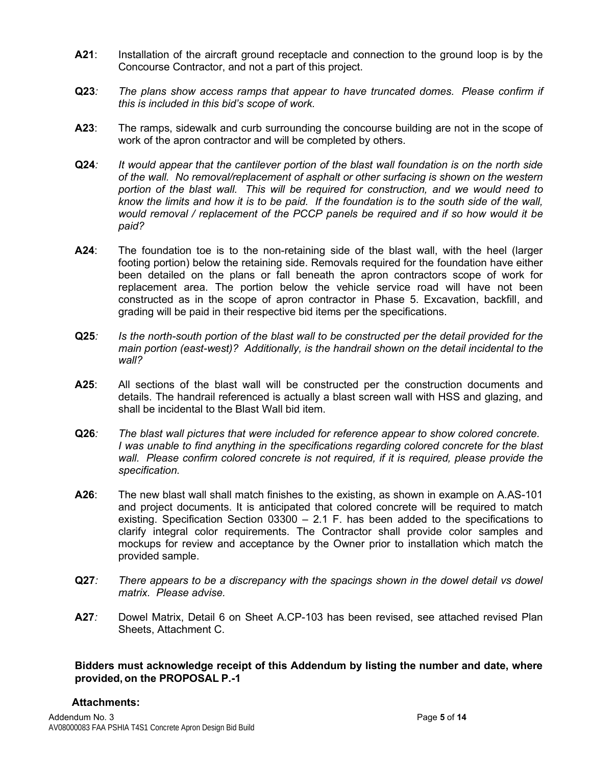**A21**: Installation of the aircraft ground receptacle and connection to the ground loop is by the Concourse Contractor, and not a part of this project.

**Q23**: *The plans show access ramps that appear to have truncated domes. Please confirm if this is included in this bid's scope of work.*

**A23**: The ramps, sidewalk and curb surrounding the concourse building are not in the scope of work of the apron contractor and will be completed by others.

**Q24**: *It would appear that the cantilever portion of the blast wall foundation is on the north side of the wall. No removal/replacement of asphalt or other surfacing is shown on the western portion of the blast wall. This will be required for construction, and we would need to know the limits and how it is to be paid. If the foundation is to the south side of the wall, would removal / replacement of the PCCP panels be required and if so how would it be paid?*

**A24**: The foundation toe is to the non-retaining side of the blast wall, with the heel (larger footing portion) below the retaining side. Removals required for the foundation have either been detailed on the plans or fall beneath the apron contractors scope of work for replacement area. The portion below the vehicle service road will have not been constructed as in the scope of apron contractor in Phase 5. Excavation, backfill, and grading will be paid in their respective bid items per the specifications.

**Q25**: *Is the north-south portion of the blast wall to be constructed per the detail provided for the main portion (east-west)? Additionally, is the handrail shown on the detail incidental to the wall?*

**A25**: All sections of the blast wall will be constructed per the construction documents and details. The handrail referenced is actually a blast screen wall with HSS and glazing, and shall be incidental to the Blast Wall bid item.

**Q26**: *The blast wall pictures that were included for reference appear to show colored concrete. I was unable to find anything in the specifications regarding colored concrete for the blast wall. Please confirm colored concrete is not required, if it is required, please provide the specification.*

**A26**: The new blast wall shall match finishes to the existing, as shown in example on A.AS-101 and project documents. It is anticipated that colored concrete will be required to match existing. Specification Section 03300 – 2.1 F. has been added to the specifications to clarify integral color requirements. The Contractor shall provide color samples and mockups for review and acceptance by the Owner prior to installation which match the provided sample.

**Q27**: *There appears to be a discrepancy with the spacings shown in the dowel detail vs dowel matrix. Please advise.*

**A27**: Dowel Matrix, Detail 6 on Sheet A.CP-103 has been revised, see attached revised Plan Sheets, Attachment C.

**Bidders must acknowledge receipt of this Addendum by listing the number and date, where provided, on the PROPOSAL P.-1**

**Attachments:**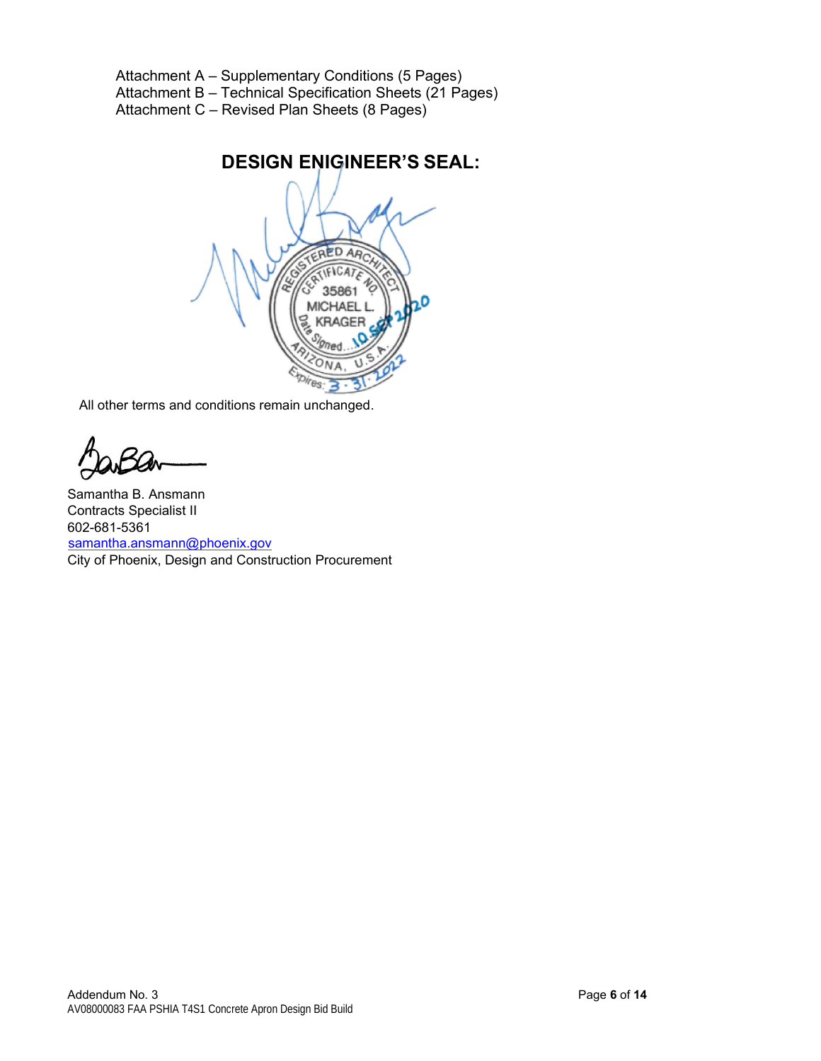Attachment A – Supplementary Conditions (5 Pages)
Attachment B – Technical Specification Sheets (21 Pages)
Attachment C – Revised Plan Sheets (8 Pages)

## DESIGN ENIGINEER'S SEAL:

REGISTERED ARCHITECT
CERTIFICATE NO.
35861
MICHAEL L.
KRAGER
Date Signed 10 SEP 2020
ARIZONA, U.S.A.
Expires: 3-31-2022

All other terms and conditions remain unchanged.

Samantha B. Ansmann
Contracts Specialist II
602-681-5361
samantha.ansmann@phoenix.gov
City of Phoenix, Design and Construction Procurement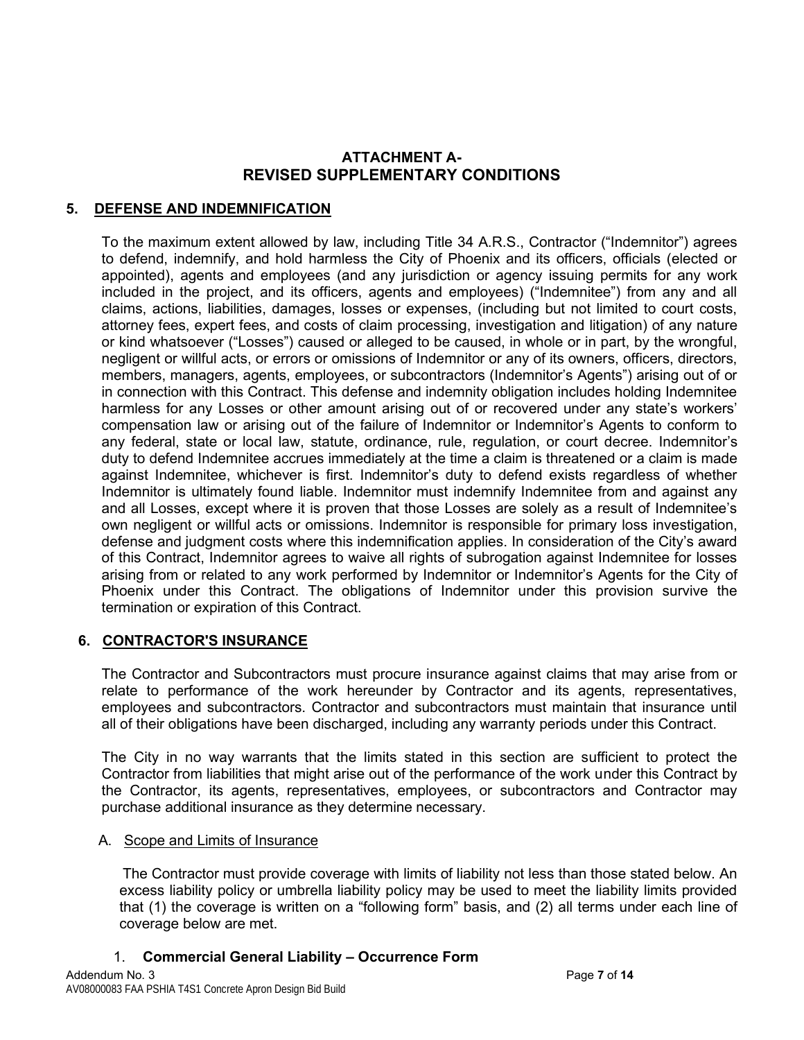## ATTACHMENT A-
## REVISED SUPPLEMENTARY CONDITIONS

### 5. DEFENSE AND INDEMNIFICATION

To the maximum extent allowed by law, including Title 34 A.R.S., Contractor ("Indemnitor") agrees to defend, indemnify, and hold harmless the City of Phoenix and its officers, officials (elected or appointed), agents and employees (and any jurisdiction or agency issuing permits for any work included in the project, and its officers, agents and employees) ("Indemnitee") from any and all claims, actions, liabilities, damages, losses or expenses, (including but not limited to court costs, attorney fees, expert fees, and costs of claim processing, investigation and litigation) of any nature or kind whatsoever ("Losses") caused or alleged to be caused, in whole or in part, by the wrongful, negligent or willful acts, or errors or omissions of Indemnitor or any of its owners, officers, directors, members, managers, agents, employees, or subcontractors (Indemnitor's Agents") arising out of or in connection with this Contract. This defense and indemnity obligation includes holding Indemnitee harmless for any Losses or other amount arising out of or recovered under any state's workers' compensation law or arising out of the failure of Indemnitor or Indemnitor's Agents to conform to any federal, state or local law, statute, ordinance, rule, regulation, or court decree. Indemnitor's duty to defend Indemnitee accrues immediately at the time a claim is threatened or a claim is made against Indemnitee, whichever is first. Indemnitor's duty to defend exists regardless of whether Indemnitor is ultimately found liable. Indemnitor must indemnify Indemnitee from and against any and all Losses, except where it is proven that those Losses are solely as a result of Indemnitee's own negligent or willful acts or omissions. Indemnitor is responsible for primary loss investigation, defense and judgment costs where this indemnification applies. In consideration of the City's award of this Contract, Indemnitor agrees to waive all rights of subrogation against Indemnitee for losses arising from or related to any work performed by Indemnitor or Indemnitor's Agents for the City of Phoenix under this Contract. The obligations of Indemnitor under this provision survive the termination or expiration of this Contract.

### 6. CONTRACTOR'S INSURANCE

The Contractor and Subcontractors must procure insurance against claims that may arise from or relate to performance of the work hereunder by Contractor and its agents, representatives, employees and subcontractors. Contractor and subcontractors must maintain that insurance until all of their obligations have been discharged, including any warranty periods under this Contract.

The City in no way warrants that the limits stated in this section are sufficient to protect the Contractor from liabilities that might arise out of the performance of the work under this Contract by the Contractor, its agents, representatives, employees, or subcontractors and Contractor may purchase additional insurance as they determine necessary.

A. Scope and Limits of Insurance

The Contractor must provide coverage with limits of liability not less than those stated below. An excess liability policy or umbrella liability policy may be used to meet the liability limits provided that (1) the coverage is written on a "following form" basis, and (2) all terms under each line of coverage below are met.

1. **Commercial General Liability – Occurrence Form**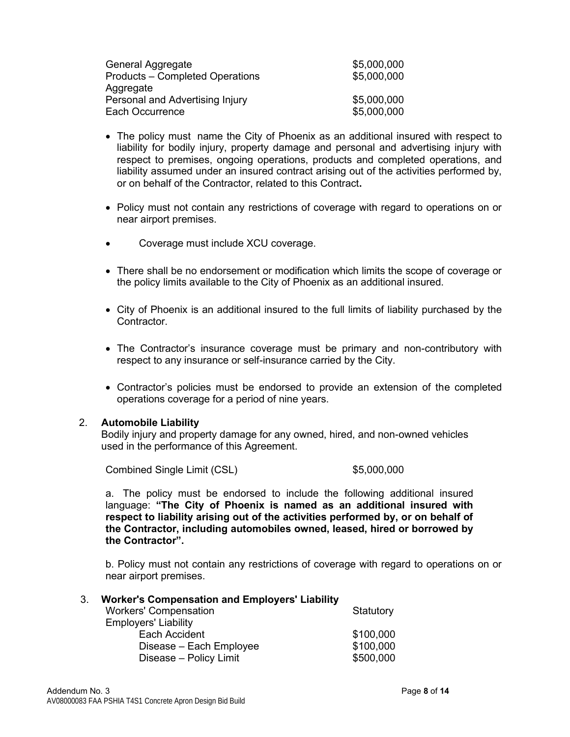| | |
|---|---|
| General Aggregate | $5,000,000 |
| Products – Completed Operations Aggregate | $5,000,000 |
| Personal and Advertising Injury | $5,000,000 |
| Each Occurrence | $5,000,000 |

- The policy must name the City of Phoenix as an additional insured with respect to liability for bodily injury, property damage and personal and advertising injury with respect to premises, ongoing operations, products and completed operations, and liability assumed under an insured contract arising out of the activities performed by, or on behalf of the Contractor, related to this Contract**.**

- Policy must not contain any restrictions of coverage with regard to operations on or near airport premises.

- Coverage must include XCU coverage.

- There shall be no endorsement or modification which limits the scope of coverage or the policy limits available to the City of Phoenix as an additional insured.

- City of Phoenix is an additional insured to the full limits of liability purchased by the Contractor.

- The Contractor's insurance coverage must be primary and non-contributory with respect to any insurance or self-insurance carried by the City.

- Contractor's policies must be endorsed to provide an extension of the completed operations coverage for a period of nine years.

2. **Automobile Liability**
   Bodily injury and property damage for any owned, hired, and non-owned vehicles used in the performance of this Agreement.

   | | |
   |---|---|
   | Combined Single Limit (CSL) | $5,000,000 |

   a. The policy must be endorsed to include the following additional insured language: **"The City of Phoenix is named as an additional insured with respect to liability arising out of the activities performed by, or on behalf of the Contractor, including automobiles owned, leased, hired or borrowed by the Contractor".**

   b. Policy must not contain any restrictions of coverage with regard to operations on or near airport premises.

3. **Worker's Compensation and Employers' Liability**

   | | |
   |---|---|
   | Workers' Compensation | Statutory |
   | Employers' Liability | |
   | Each Accident | $100,000 |
   | Disease – Each Employee | $100,000 |
   | Disease – Policy Limit | $500,000 |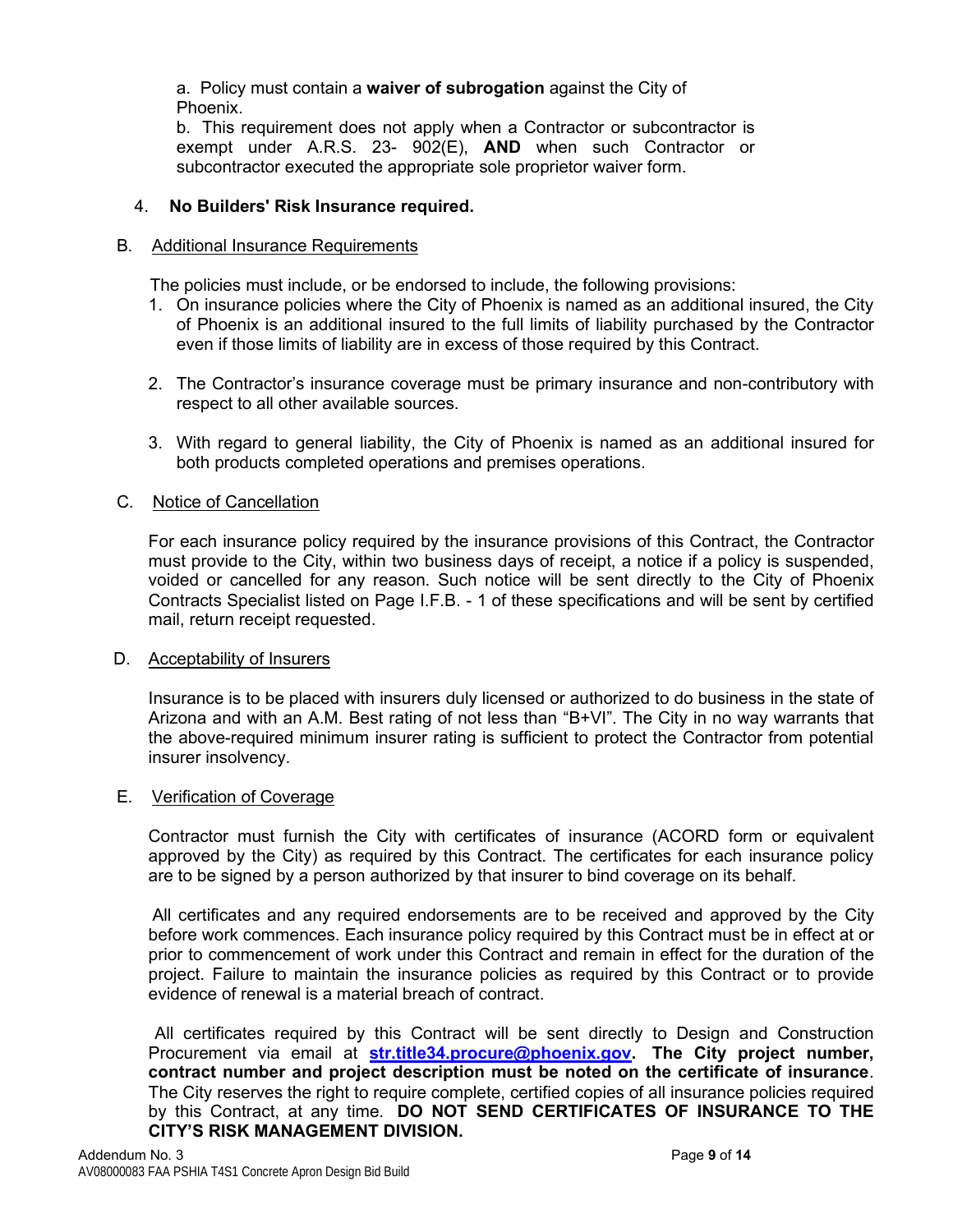a. Policy must contain a **waiver of subrogation** against the City of Phoenix.

b. This requirement does not apply when a Contractor or subcontractor is exempt under A.R.S. 23- 902(E), **AND** when such Contractor or subcontractor executed the appropriate sole proprietor waiver form.

4. **No Builders' Risk Insurance required.**

B. Additional Insurance Requirements

The policies must include, or be endorsed to include, the following provisions:

1. On insurance policies where the City of Phoenix is named as an additional insured, the City of Phoenix is an additional insured to the full limits of liability purchased by the Contractor even if those limits of liability are in excess of those required by this Contract.

2. The Contractor's insurance coverage must be primary insurance and non-contributory with respect to all other available sources.

3. With regard to general liability, the City of Phoenix is named as an additional insured for both products completed operations and premises operations.

C. Notice of Cancellation

For each insurance policy required by the insurance provisions of this Contract, the Contractor must provide to the City, within two business days of receipt, a notice if a policy is suspended, voided or cancelled for any reason. Such notice will be sent directly to the City of Phoenix Contracts Specialist listed on Page I.F.B. - 1 of these specifications and will be sent by certified mail, return receipt requested.

D. Acceptability of Insurers

Insurance is to be placed with insurers duly licensed or authorized to do business in the state of Arizona and with an A.M. Best rating of not less than "B+VI". The City in no way warrants that the above-required minimum insurer rating is sufficient to protect the Contractor from potential insurer insolvency.

E. Verification of Coverage

Contractor must furnish the City with certificates of insurance (ACORD form or equivalent approved by the City) as required by this Contract. The certificates for each insurance policy are to be signed by a person authorized by that insurer to bind coverage on its behalf.

All certificates and any required endorsements are to be received and approved by the City before work commences. Each insurance policy required by this Contract must be in effect at or prior to commencement of work under this Contract and remain in effect for the duration of the project. Failure to maintain the insurance policies as required by this Contract or to provide evidence of renewal is a material breach of contract.

All certificates required by this Contract will be sent directly to Design and Construction Procurement via email at **str.title34.procure@phoenix.gov. The City project number, contract number and project description must be noted on the certificate of insurance**. The City reserves the right to require complete, certified copies of all insurance policies required by this Contract, at any time. **DO NOT SEND CERTIFICATES OF INSURANCE TO THE CITY'S RISK MANAGEMENT DIVISION.**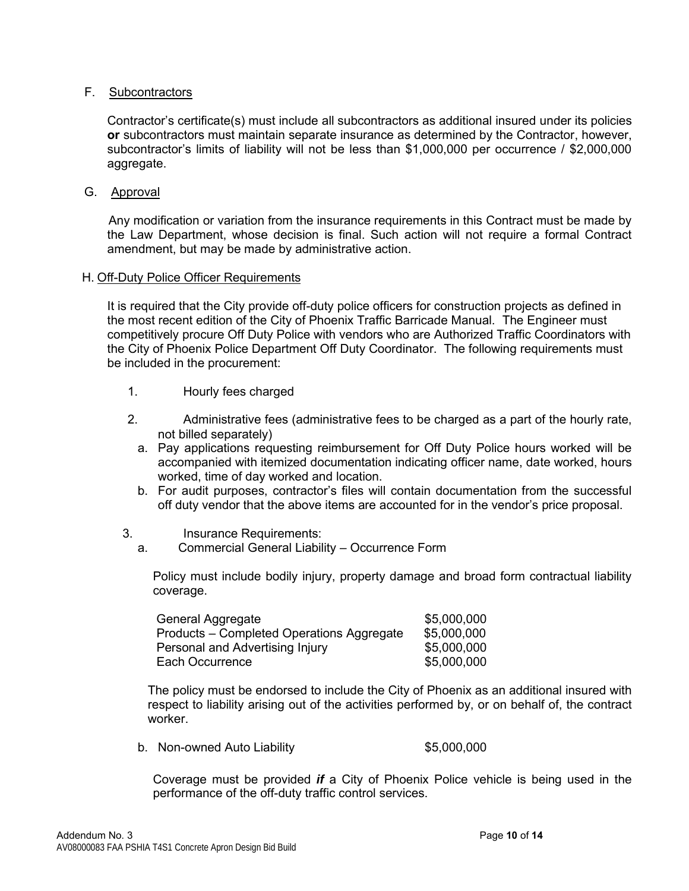F. Subcontractors

Contractor's certificate(s) must include all subcontractors as additional insured under its policies **or** subcontractors must maintain separate insurance as determined by the Contractor, however, subcontractor's limits of liability will not be less than $1,000,000 per occurrence / $2,000,000 aggregate.

G. Approval

Any modification or variation from the insurance requirements in this Contract must be made by the Law Department, whose decision is final. Such action will not require a formal Contract amendment, but may be made by administrative action.

H. Off-Duty Police Officer Requirements

It is required that the City provide off-duty police officers for construction projects as defined in the most recent edition of the City of Phoenix Traffic Barricade Manual. The Engineer must competitively procure Off Duty Police with vendors who are Authorized Traffic Coordinators with the City of Phoenix Police Department Off Duty Coordinator. The following requirements must be included in the procurement:

1. Hourly fees charged

2. Administrative fees (administrative fees to be charged as a part of the hourly rate, not billed separately)
   a. Pay applications requesting reimbursement for Off Duty Police hours worked will be accompanied with itemized documentation indicating officer name, date worked, hours worked, time of day worked and location.
   b. For audit purposes, contractor's files will contain documentation from the successful off duty vendor that the above items are accounted for in the vendor's price proposal.

3. Insurance Requirements:
   a. Commercial General Liability – Occurrence Form

   Policy must include bodily injury, property damage and broad form contractual liability coverage.

| | |
|---|---|
| General Aggregate | $5,000,000 |
| Products – Completed Operations Aggregate | $5,000,000 |
| Personal and Advertising Injury | $5,000,000 |
| Each Occurrence | $5,000,000 |

   The policy must be endorsed to include the City of Phoenix as an additional insured with respect to liability arising out of the activities performed by, or on behalf of, the contract worker.

   b. Non-owned Auto Liability $5,000,000

   Coverage must be provided ***if*** a City of Phoenix Police vehicle is being used in the performance of the off-duty traffic control services.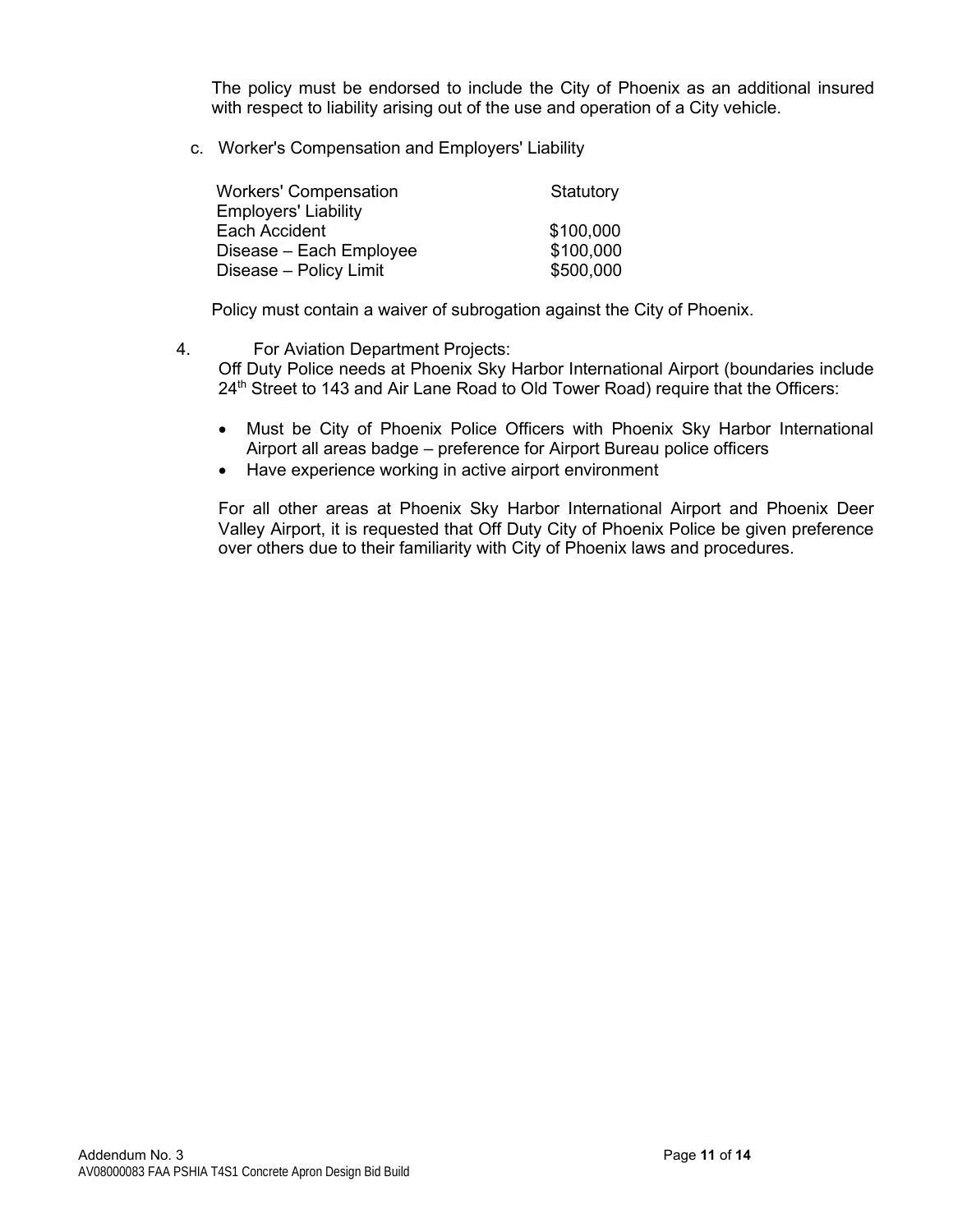The policy must be endorsed to include the City of Phoenix as an additional insured with respect to liability arising out of the use and operation of a City vehicle.

c. Worker's Compensation and Employers' Liability

| | |
|---|---|
| Workers' Compensation | Statutory |
| Employers' Liability | |
| Each Accident | \$100,000 |
| Disease – Each Employee | \$100,000 |
| Disease – Policy Limit | \$500,000 |

Policy must contain a waiver of subrogation against the City of Phoenix.

4. For Aviation Department Projects:
Off Duty Police needs at Phoenix Sky Harbor International Airport (boundaries include 24th Street to 143 and Air Lane Road to Old Tower Road) require that the Officers:

- Must be City of Phoenix Police Officers with Phoenix Sky Harbor International Airport all areas badge – preference for Airport Bureau police officers
- Have experience working in active airport environment

For all other areas at Phoenix Sky Harbor International Airport and Phoenix Deer Valley Airport, it is requested that Off Duty City of Phoenix Police be given preference over others due to their familiarity with City of Phoenix laws and procedures.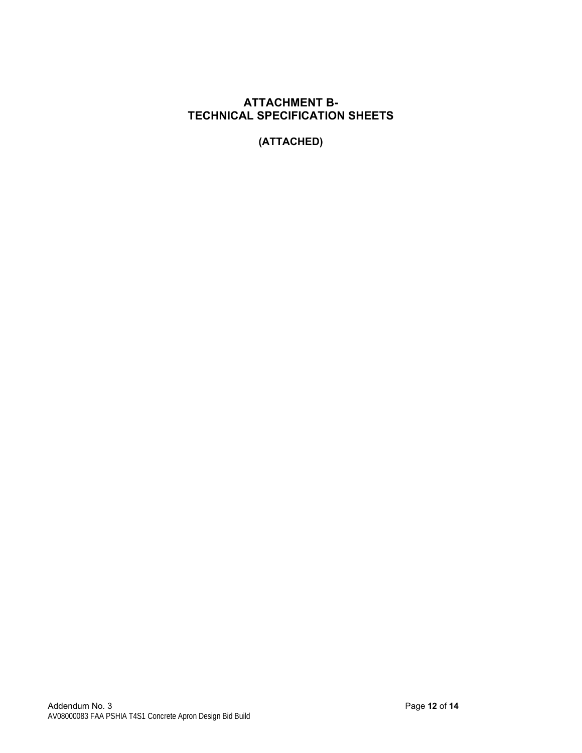# ATTACHMENT B- TECHNICAL SPECIFICATION SHEETS

**(ATTACHED)**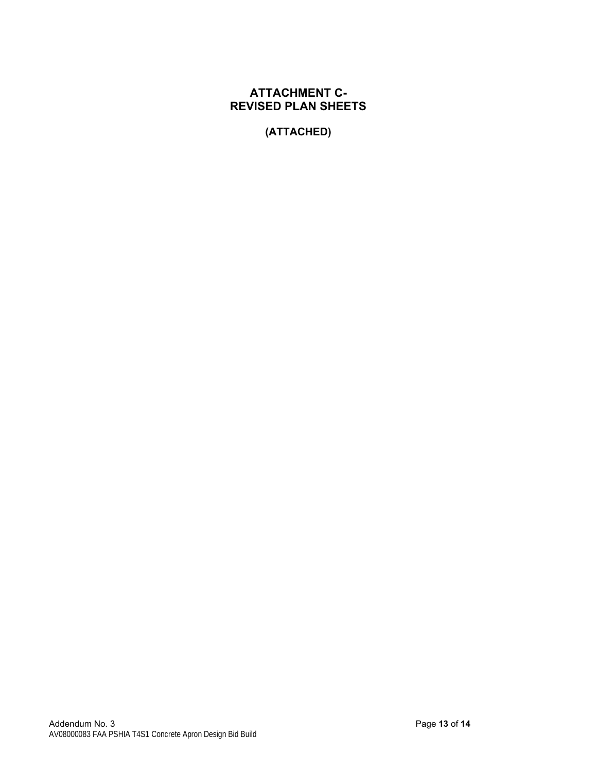# ATTACHMENT C-
# REVISED PLAN SHEETS

**(ATTACHED)**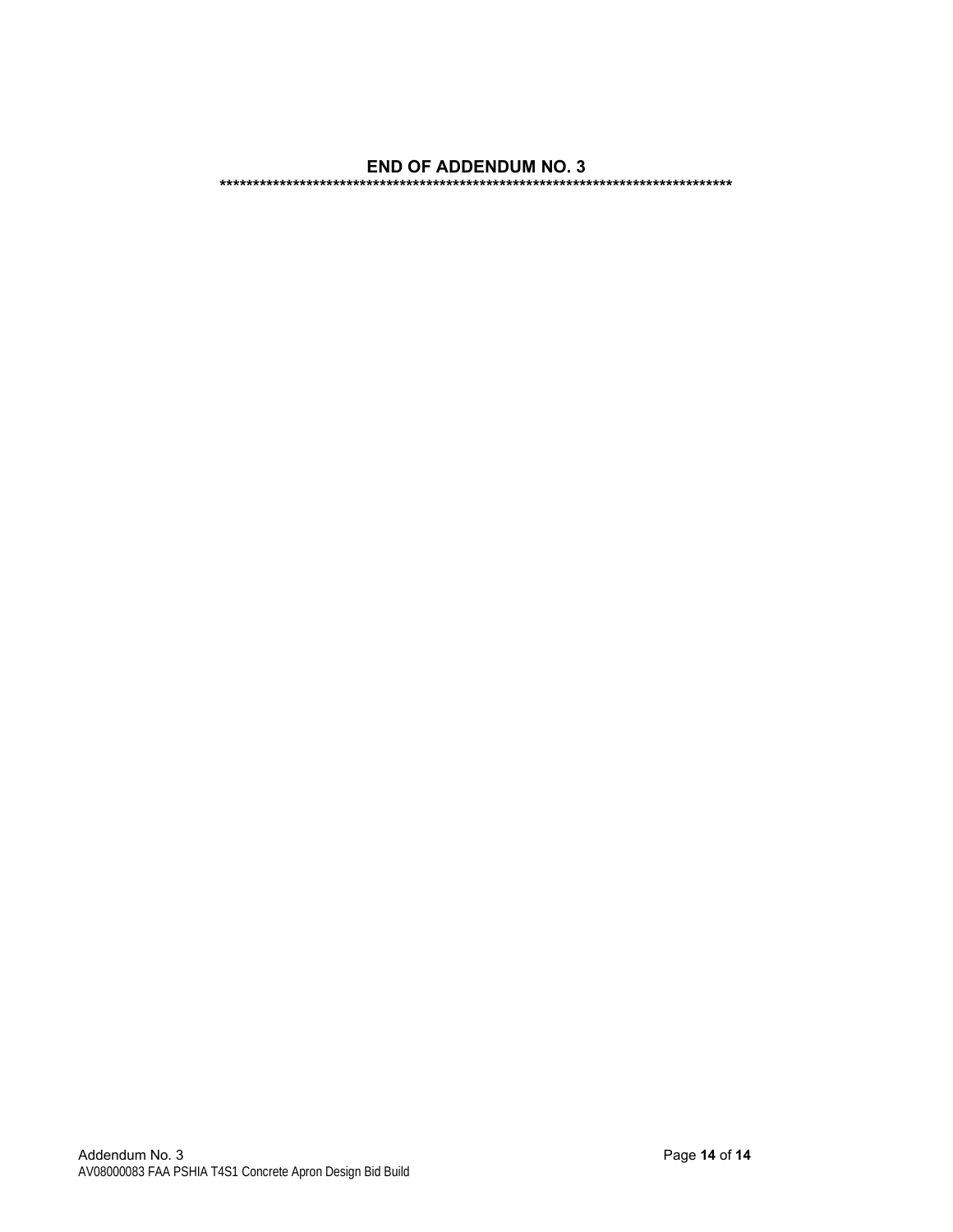**END OF ADDENDUM NO. 3**

********************************************************************************